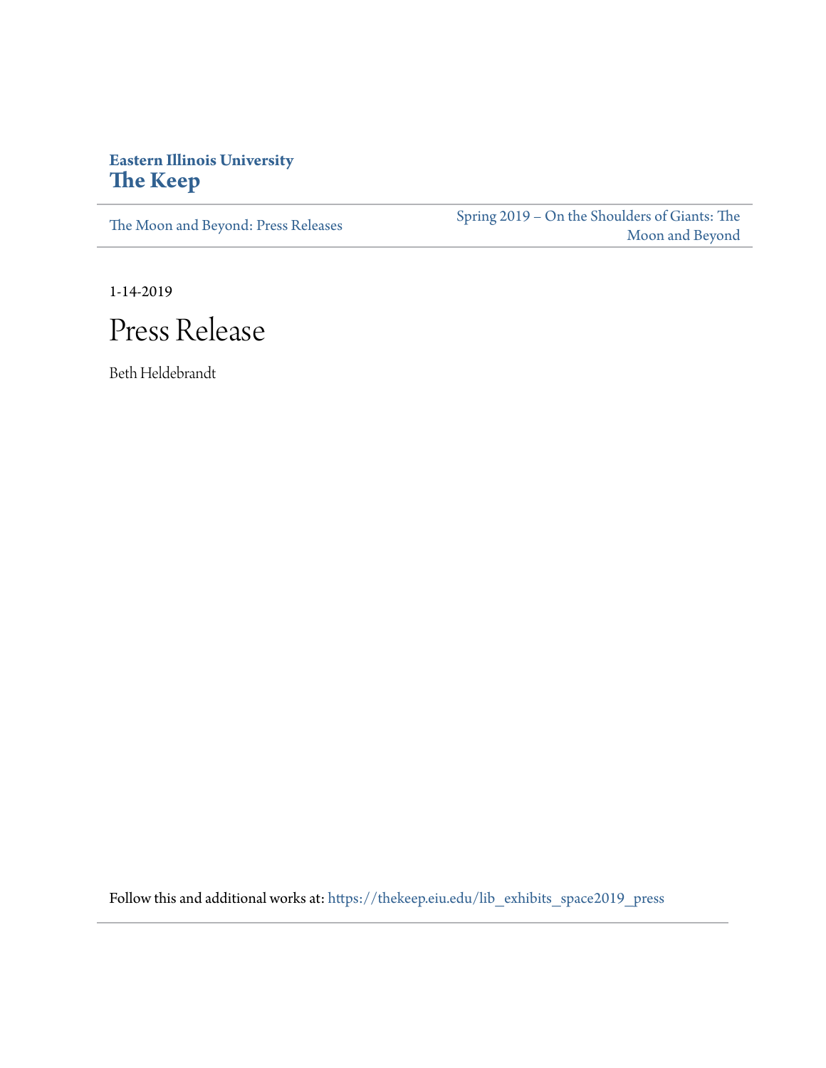**Eastern Illinois University**
**The Keep**

The Moon and Beyond: Press Releases

Spring 2019 – On the Shoulders of Giants: The Moon and Beyond

1-14-2019

# Press Release

Beth Heldebrandt

Follow this and additional works at: https://thekeep.eiu.edu/lib_exhibits_space2019_press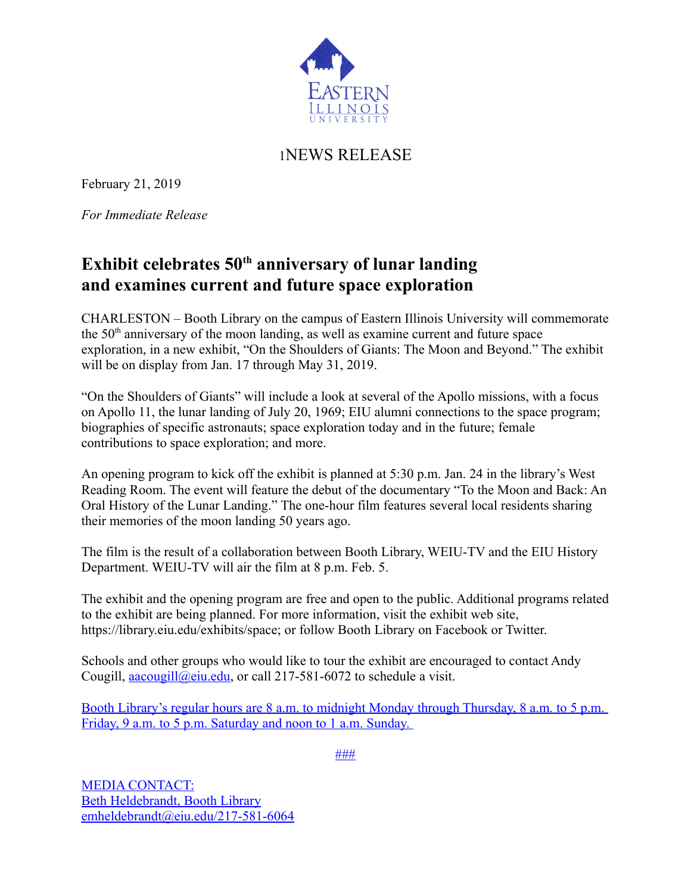EASTERN ILLINOIS UNIVERSITY

1NEWS RELEASE

February 21, 2019

*For Immediate Release*

## Exhibit celebrates 50th anniversary of lunar landing and examines current and future space exploration

CHARLESTON – Booth Library on the campus of Eastern Illinois University will commemorate the 50th anniversary of the moon landing, as well as examine current and future space exploration, in a new exhibit, "On the Shoulders of Giants: The Moon and Beyond." The exhibit will be on display from Jan. 17 through May 31, 2019.

"On the Shoulders of Giants" will include a look at several of the Apollo missions, with a focus on Apollo 11, the lunar landing of July 20, 1969; EIU alumni connections to the space program; biographies of specific astronauts; space exploration today and in the future; female contributions to space exploration; and more.

An opening program to kick off the exhibit is planned at 5:30 p.m. Jan. 24 in the library's West Reading Room. The event will feature the debut of the documentary "To the Moon and Back: An Oral History of the Lunar Landing." The one-hour film features several local residents sharing their memories of the moon landing 50 years ago.

The film is the result of a collaboration between Booth Library, WEIU-TV and the EIU History Department. WEIU-TV will air the film at 8 p.m. Feb. 5.

The exhibit and the opening program are free and open to the public. Additional programs related to the exhibit are being planned. For more information, visit the exhibit web site, https://library.eiu.edu/exhibits/space; or follow Booth Library on Facebook or Twitter.

Schools and other groups who would like to tour the exhibit are encouraged to contact Andy Cougill, aacougill@eiu.edu, or call 217-581-6072 to schedule a visit.

Booth Library's regular hours are 8 a.m. to midnight Monday through Thursday, 8 a.m. to 5 p.m. Friday, 9 a.m. to 5 p.m. Saturday and noon to 1 a.m. Sunday.

###

MEDIA CONTACT:
Beth Heldebrandt, Booth Library
emheldebrandt@eiu.edu/217-581-6064